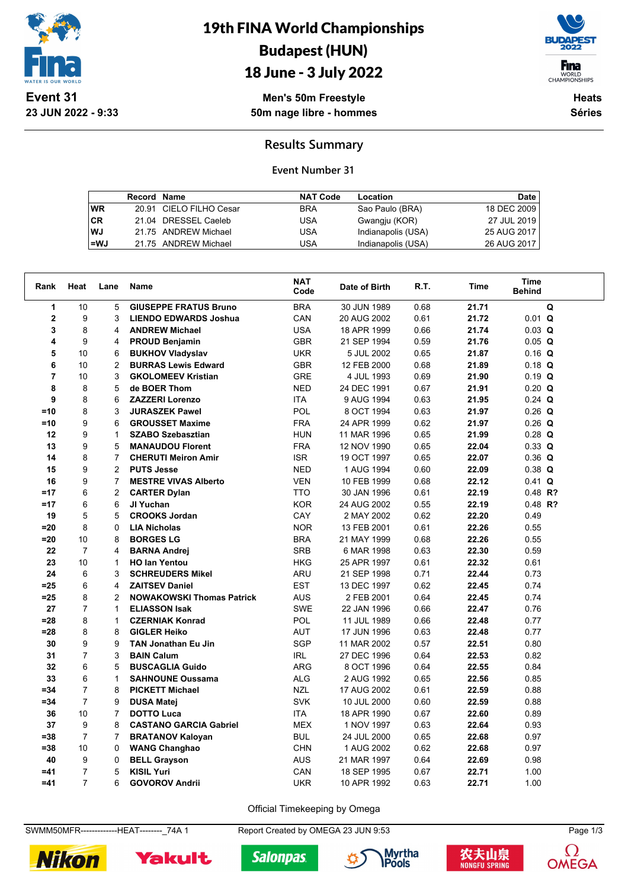# 19th FINA World Championships
## Budapest (HUN)
## 18 June - 3 July 2022

**Event 31**
**23 JUN 2022 - 9:33**

**Men's 50m Freestyle**
**50m nage libre - hommes**

**Heats**
**Séries**

### Results Summary

**Event Number 31**

| | Record | Name | NAT Code | Location | Date |
|---|---|---|---|---|---|
| WR | 20.91 | CIELO FILHO Cesar | BRA | Sao Paulo (BRA) | 18 DEC 2009 |
| CR | 21.04 | DRESSEL Caeleb | USA | Gwangju (KOR) | 27 JUL 2019 |
| WJ | 21.75 | ANDREW Michael | USA | Indianapolis (USA) | 25 AUG 2017 |
| =WJ | 21.75 | ANDREW Michael | USA | Indianapolis (USA) | 26 AUG 2017 |

| Rank | Heat | Lane | Name | NAT Code | Date of Birth | R.T. | Time | Time Behind | |
|---|---|---|---|---|---|---|---|---|---|
| 1 | 10 | 5 | **GIUSEPPE FRATUS Bruno** | BRA | 30 JUN 1989 | 0.68 | **21.71** | | **Q** |
| 2 | 9 | 3 | **LIENDO EDWARDS Joshua** | CAN | 20 AUG 2002 | 0.61 | **21.72** | 0.01 | **Q** |
| 3 | 8 | 4 | **ANDREW Michael** | USA | 18 APR 1999 | 0.66 | **21.74** | 0.03 | **Q** |
| 4 | 9 | 4 | **PROUD Benjamin** | GBR | 21 SEP 1994 | 0.59 | **21.76** | 0.05 | **Q** |
| 5 | 10 | 6 | **BUKHOV Vladyslav** | UKR | 5 JUL 2002 | 0.65 | **21.87** | 0.16 | **Q** |
| 6 | 10 | 2 | **BURRAS Lewis Edward** | GBR | 12 FEB 2000 | 0.68 | **21.89** | 0.18 | **Q** |
| 7 | 10 | 3 | **GKOLOMEEV Kristian** | GRE | 4 JUL 1993 | 0.69 | **21.90** | 0.19 | **Q** |
| 8 | 8 | 5 | **de BOER Thom** | NED | 24 DEC 1991 | 0.67 | **21.91** | 0.20 | **Q** |
| 9 | 8 | 6 | **ZAZZERI Lorenzo** | ITA | 9 AUG 1994 | 0.63 | **21.95** | 0.24 | **Q** |
| =10 | 8 | 3 | **JURASZEK Pawel** | POL | 8 OCT 1994 | 0.63 | **21.97** | 0.26 | **Q** |
| =10 | 9 | 6 | **GROUSSET Maxime** | FRA | 24 APR 1999 | 0.62 | **21.97** | 0.26 | **Q** |
| 12 | 9 | 1 | **SZABO Szebasztian** | HUN | 11 MAR 1996 | 0.65 | **21.99** | 0.28 | **Q** |
| 13 | 9 | 5 | **MANAUDOU Florent** | FRA | 12 NOV 1990 | 0.65 | **22.04** | 0.33 | **Q** |
| 14 | 8 | 7 | **CHERUTI Meiron Amir** | ISR | 19 OCT 1997 | 0.65 | **22.07** | 0.36 | **Q** |
| 15 | 9 | 2 | **PUTS Jesse** | NED | 1 AUG 1994 | 0.60 | **22.09** | 0.38 | **Q** |
| 16 | 9 | 7 | **MESTRE VIVAS Alberto** | VEN | 10 FEB 1999 | 0.68 | **22.12** | 0.41 | **Q** |
| =17 | 6 | 2 | **CARTER Dylan** | TTO | 30 JAN 1996 | 0.61 | **22.19** | 0.48 | **R?** |
| =17 | 6 | 6 | **JI Yuchan** | KOR | 24 AUG 2002 | 0.55 | **22.19** | 0.48 | **R?** |
| 19 | 5 | 5 | **CROOKS Jordan** | CAY | 2 MAY 2002 | 0.62 | **22.20** | 0.49 | |
| =20 | 8 | 0 | **LIA Nicholas** | NOR | 13 FEB 2001 | 0.61 | **22.26** | 0.55 | |
| =20 | 10 | 8 | **BORGES LG** | BRA | 21 MAY 1999 | 0.68 | **22.26** | 0.55 | |
| 22 | 7 | 4 | **BARNA Andrej** | SRB | 6 MAR 1998 | 0.63 | **22.30** | 0.59 | |
| 23 | 10 | 1 | **HO Ian Yentou** | HKG | 25 APR 1997 | 0.61 | **22.32** | 0.61 | |
| 24 | 6 | 3 | **SCHREUDERS Mikel** | ARU | 21 SEP 1998 | 0.71 | **22.44** | 0.73 | |
| =25 | 6 | 4 | **ZAITSEV Daniel** | EST | 13 DEC 1997 | 0.62 | **22.45** | 0.74 | |
| =25 | 8 | 2 | **NOWAKOWSKI Thomas Patrick** | AUS | 2 FEB 2001 | 0.64 | **22.45** | 0.74 | |
| 27 | 7 | 1 | **ELIASSON Isak** | SWE | 22 JAN 1996 | 0.66 | **22.47** | 0.76 | |
| =28 | 8 | 1 | **CZERNIAK Konrad** | POL | 11 JUL 1989 | 0.66 | **22.48** | 0.77 | |
| =28 | 8 | 8 | **GIGLER Heiko** | AUT | 17 JUN 1996 | 0.63 | **22.48** | 0.77 | |
| 30 | 9 | 9 | **TAN Jonathan Eu Jin** | SGP | 11 MAR 2002 | 0.57 | **22.51** | 0.80 | |
| 31 | 7 | 3 | **BAIN Calum** | IRL | 27 DEC 1996 | 0.64 | **22.53** | 0.82 | |
| 32 | 6 | 5 | **BUSCAGLIA Guido** | ARG | 8 OCT 1996 | 0.64 | **22.55** | 0.84 | |
| 33 | 6 | 1 | **SAHNOUNE Oussama** | ALG | 2 AUG 1992 | 0.65 | **22.56** | 0.85 | |
| =34 | 7 | 8 | **PICKETT Michael** | NZL | 17 AUG 2002 | 0.61 | **22.59** | 0.88 | |
| =34 | 7 | 9 | **DUSA Matej** | SVK | 10 JUL 2000 | 0.60 | **22.59** | 0.88 | |
| 36 | 10 | 7 | **DOTTO Luca** | ITA | 18 APR 1990 | 0.67 | **22.60** | 0.89 | |
| 37 | 9 | 8 | **CASTANO GARCIA Gabriel** | MEX | 1 NOV 1997 | 0.63 | **22.64** | 0.93 | |
| =38 | 7 | 7 | **BRATANOV Kaloyan** | BUL | 24 JUL 2000 | 0.65 | **22.68** | 0.97 | |
| =38 | 10 | 0 | **WANG Changhao** | CHN | 1 AUG 2002 | 0.62 | **22.68** | 0.97 | |
| 40 | 9 | 0 | **BELL Grayson** | AUS | 21 MAR 1997 | 0.64 | **22.69** | 0.98 | |
| =41 | 7 | 5 | **KISIL Yuri** | CAN | 18 SEP 1995 | 0.67 | **22.71** | 1.00 | |
| =41 | 7 | 6 | **GOVOROV Andrii** | UKR | 10 APR 1992 | 0.63 | **22.71** | 1.00 | |

Official Timekeeping by Omega

SWMM50MFR-------------HEAT--------_74A 1    Report Created by OMEGA 23 JUN 9:53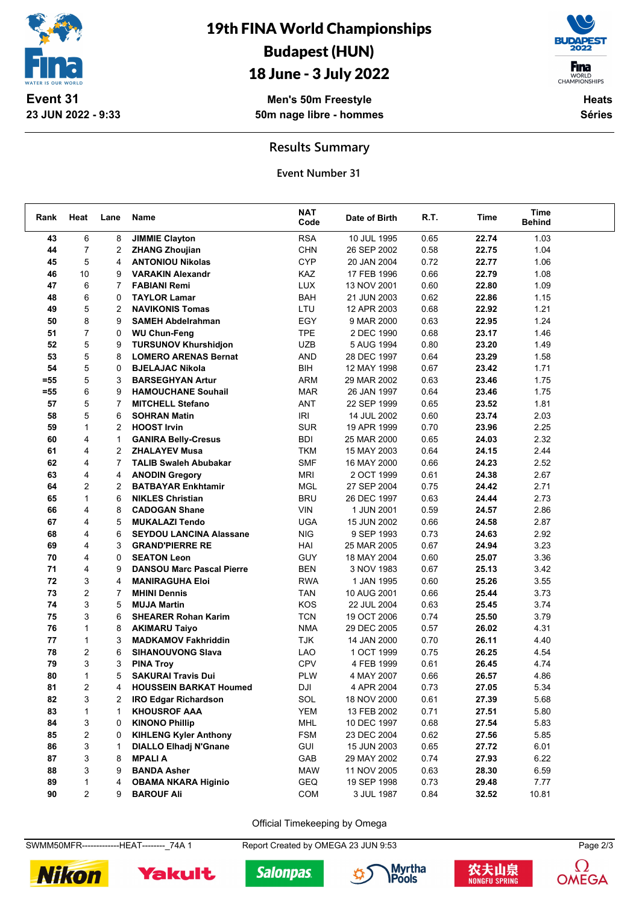# 19th FINA World Championships
# Budapest (HUN)
# 18 June - 3 July 2022

**Event 31**
**23 JUN 2022 - 9:33**

**Men's 50m Freestyle**
**50m nage libre - hommes**

**Heats**
**Séries**

## Results Summary

**Event Number 31**

| Rank | Heat | Lane | Name | NAT Code | Date of Birth | R.T. | Time | Time Behind |
|---|---|---|---|---|---|---|---|---|
| 43 | 6 | 8 | JIMMIE Clayton | RSA | 10 JUL 1995 | 0.65 | **22.74** | 1.03 |
| 44 | 7 | 2 | ZHANG Zhoujian | CHN | 26 SEP 2002 | 0.58 | **22.75** | 1.04 |
| 45 | 5 | 4 | ANTONIOU Nikolas | CYP | 20 JAN 2004 | 0.72 | **22.77** | 1.06 |
| 46 | 10 | 9 | VARAKIN Alexandr | KAZ | 17 FEB 1996 | 0.66 | **22.79** | 1.08 |
| 47 | 6 | 7 | FABIANI Remi | LUX | 13 NOV 2001 | 0.60 | **22.80** | 1.09 |
| 48 | 6 | 0 | TAYLOR Lamar | BAH | 21 JUN 2003 | 0.62 | **22.86** | 1.15 |
| 49 | 5 | 2 | NAVIKONIS Tomas | LTU | 12 APR 2003 | 0.68 | **22.92** | 1.21 |
| 50 | 8 | 9 | SAMEH Abdelrahman | EGY | 9 MAR 2000 | 0.63 | **22.95** | 1.24 |
| 51 | 7 | 0 | WU Chun-Feng | TPE | 2 DEC 1990 | 0.68 | **23.17** | 1.46 |
| 52 | 5 | 9 | TURSUNOV Khurshidjon | UZB | 5 AUG 1994 | 0.80 | **23.20** | 1.49 |
| 53 | 5 | 8 | LOMERO ARENAS Bernat | AND | 28 DEC 1997 | 0.64 | **23.29** | 1.58 |
| 54 | 5 | 0 | BJELAJAC Nikola | BIH | 12 MAY 1998 | 0.67 | **23.42** | 1.71 |
| =55 | 5 | 3 | BARSEGHYAN Artur | ARM | 29 MAR 2002 | 0.63 | **23.46** | 1.75 |
| =55 | 6 | 9 | HAMOUCHANE Souhail | MAR | 26 JAN 1997 | 0.64 | **23.46** | 1.75 |
| 57 | 5 | 7 | MITCHELL Stefano | ANT | 22 SEP 1999 | 0.65 | **23.52** | 1.81 |
| 58 | 5 | 6 | SOHRAN Matin | IRI | 14 JUL 2002 | 0.60 | **23.74** | 2.03 |
| 59 | 1 | 2 | HOOST Irvin | SUR | 19 APR 1999 | 0.70 | **23.96** | 2.25 |
| 60 | 4 | 1 | GANIRA Belly-Cresus | BDI | 25 MAR 2000 | 0.65 | **24.03** | 2.32 |
| 61 | 4 | 2 | ZHALAYEV Musa | TKM | 15 MAY 2003 | 0.64 | **24.15** | 2.44 |
| 62 | 4 | 7 | TALIB Swaleh Abubakar | SMF | 16 MAY 2000 | 0.66 | **24.23** | 2.52 |
| 63 | 4 | 4 | ANODIN Gregory | MRI | 2 OCT 1999 | 0.61 | **24.38** | 2.67 |
| 64 | 2 | 2 | BATBAYAR Enkhtamir | MGL | 27 SEP 2004 | 0.75 | **24.42** | 2.71 |
| 65 | 1 | 6 | NIKLES Christian | BRU | 26 DEC 1997 | 0.63 | **24.44** | 2.73 |
| 66 | 4 | 8 | CADOGAN Shane | VIN | 1 JUN 2001 | 0.59 | **24.57** | 2.86 |
| 67 | 4 | 5 | MUKALAZI Tendo | UGA | 15 JUN 2002 | 0.66 | **24.58** | 2.87 |
| 68 | 4 | 6 | SEYDOU LANCINA Alassane | NIG | 9 SEP 1993 | 0.73 | **24.63** | 2.92 |
| 69 | 4 | 3 | GRAND'PIERRE RE | HAI | 25 MAR 2005 | 0.67 | **24.94** | 3.23 |
| 70 | 4 | 0 | SEATON Leon | GUY | 18 MAY 2004 | 0.60 | **25.07** | 3.36 |
| 71 | 4 | 9 | DANSOU Marc Pascal Pierre | BEN | 3 NOV 1983 | 0.67 | **25.13** | 3.42 |
| 72 | 3 | 4 | MANIRAGUHA Eloi | RWA | 1 JAN 1995 | 0.60 | **25.26** | 3.55 |
| 73 | 2 | 7 | MHINI Dennis | TAN | 10 AUG 2001 | 0.66 | **25.44** | 3.73 |
| 74 | 3 | 5 | MUJA Martin | KOS | 22 JUL 2004 | 0.63 | **25.45** | 3.74 |
| 75 | 3 | 6 | SHEARER Rohan Karim | TCN | 19 OCT 2006 | 0.74 | **25.50** | 3.79 |
| 76 | 1 | 8 | AKIMARU Taiyo | NMA | 29 DEC 2005 | 0.57 | **26.02** | 4.31 |
| 77 | 1 | 3 | MADKAMOV Fakhriddin | TJK | 14 JAN 2000 | 0.70 | **26.11** | 4.40 |
| 78 | 2 | 6 | SIHANOUVONG Slava | LAO | 1 OCT 1999 | 0.75 | **26.25** | 4.54 |
| 79 | 3 | 3 | PINA Troy | CPV | 4 FEB 1999 | 0.61 | **26.45** | 4.74 |
| 80 | 1 | 5 | SAKURAI Travis Dui | PLW | 4 MAY 2007 | 0.66 | **26.57** | 4.86 |
| 81 | 2 | 4 | HOUSSEIN BARKAT Houmed | DJI | 4 APR 2004 | 0.73 | **27.05** | 5.34 |
| 82 | 3 | 2 | IRO Edgar Richardson | SOL | 18 NOV 2000 | 0.61 | **27.39** | 5.68 |
| 83 | 1 | 1 | KHOUSROF AAA | YEM | 13 FEB 2002 | 0.71 | **27.51** | 5.80 |
| 84 | 3 | 0 | KINONO Phillip | MHL | 10 DEC 1997 | 0.68 | **27.54** | 5.83 |
| 85 | 2 | 0 | KIHLENG Kyler Anthony | FSM | 23 DEC 2004 | 0.62 | **27.56** | 5.85 |
| 86 | 3 | 1 | DIALLO Elhadj N'Gnane | GUI | 15 JUN 2003 | 0.65 | **27.72** | 6.01 |
| 87 | 3 | 8 | MPALI A | GAB | 29 MAY 2002 | 0.74 | **27.93** | 6.22 |
| 88 | 3 | 9 | BANDA Asher | MAW | 11 NOV 2005 | 0.63 | **28.30** | 6.59 |
| 89 | 1 | 4 | OBAMA NKARA Higinio | GEQ | 19 SEP 1998 | 0.73 | **29.48** | 7.77 |
| 90 | 2 | 9 | BAROUF Ali | COM | 3 JUL 1987 | 0.84 | **32.52** | 10.81 |

Official Timekeeping by Omega

SWMM50MFR-------------HEAT--------_74A 1    Report Created by OMEGA 23 JUN 9:53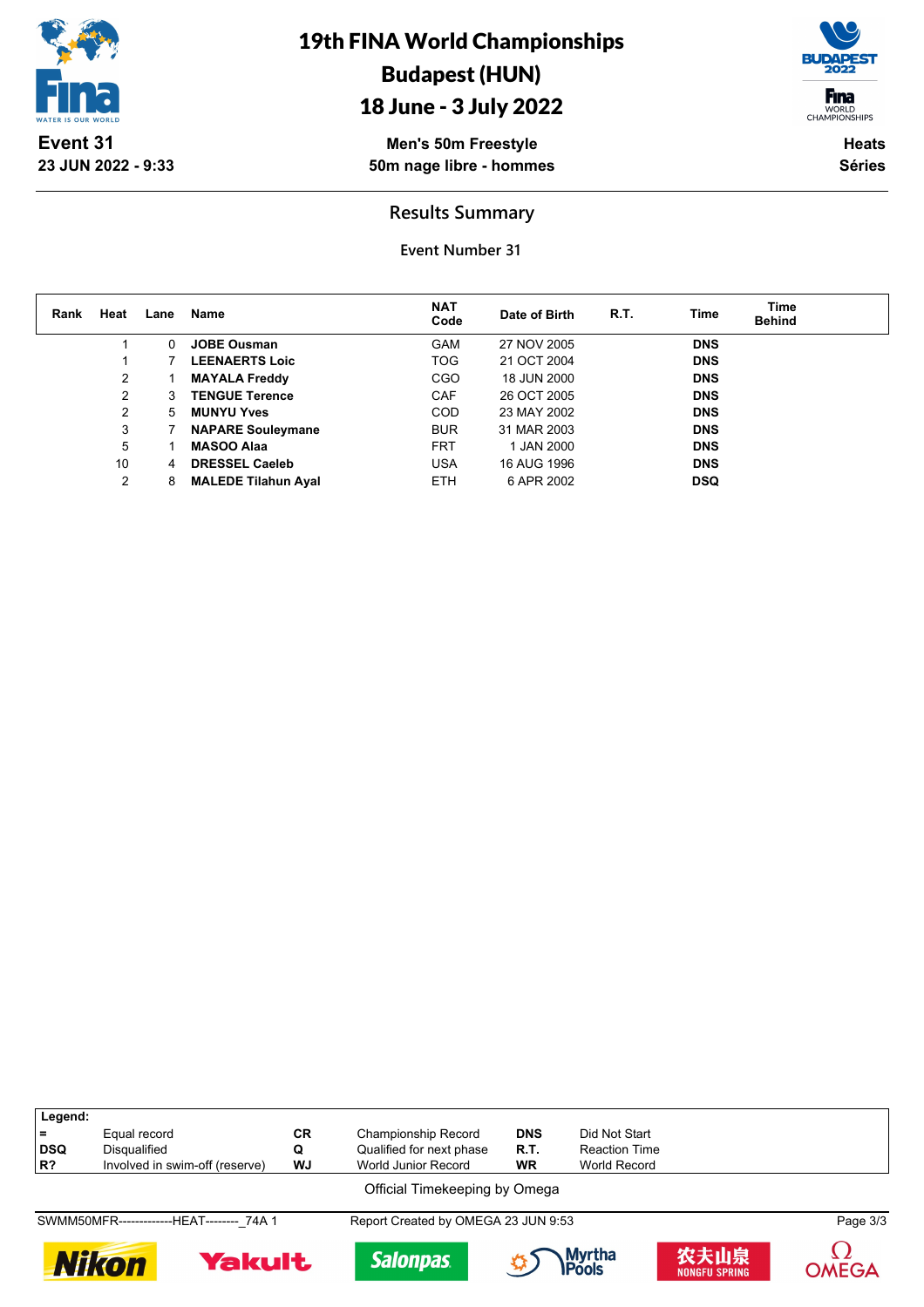# 19th FINA World Championships
# Budapest (HUN)
# 18 June - 3 July 2022

**Event 31**
**23 JUN 2022 - 9:33**

**Men's 50m Freestyle**
**50m nage libre - hommes**

**Heats**
**Séries**

## Results Summary

### Event Number 31

| Rank | Heat | Lane | Name | NAT Code | Date of Birth | R.T. | Time | Time Behind |
|---|---|---|---|---|---|---|---|---|
| | 1 | 0 | **JOBE Ousman** | GAM | 27 NOV 2005 | | **DNS** | |
| | 1 | 7 | **LEENAERTS Loic** | TOG | 21 OCT 2004 | | **DNS** | |
| | 2 | 1 | **MAYALA Freddy** | CGO | 18 JUN 2000 | | **DNS** | |
| | 2 | 3 | **TENGUE Terence** | CAF | 26 OCT 2005 | | **DNS** | |
| | 2 | 5 | **MUNYU Yves** | COD | 23 MAY 2002 | | **DNS** | |
| | 3 | 7 | **NAPARE Souleymane** | BUR | 31 MAR 2003 | | **DNS** | |
| | 5 | 1 | **MASOO Alaa** | FRT | 1 JAN 2000 | | **DNS** | |
| | 10 | 4 | **DRESSEL Caeleb** | USA | 16 AUG 1996 | | **DNS** | |
| | 2 | 8 | **MALEDE Tilahun Ayal** | ETH | 6 APR 2002 | | **DSQ** | |

| Legend: | | | | | |
|---|---|---|---|---|---|
| = | Equal record | CR | Championship Record | DNS | Did Not Start |
| DSQ | Disqualified | Q | Qualified for next phase | R.T. | Reaction Time |
| R? | Involved in swim-off (reserve) | WJ | World Junior Record | WR | World Record |

Official Timekeeping by Omega

SWMM50MFR-------------HEAT--------_74A 1 — Report Created by OMEGA 23 JUN 9:53